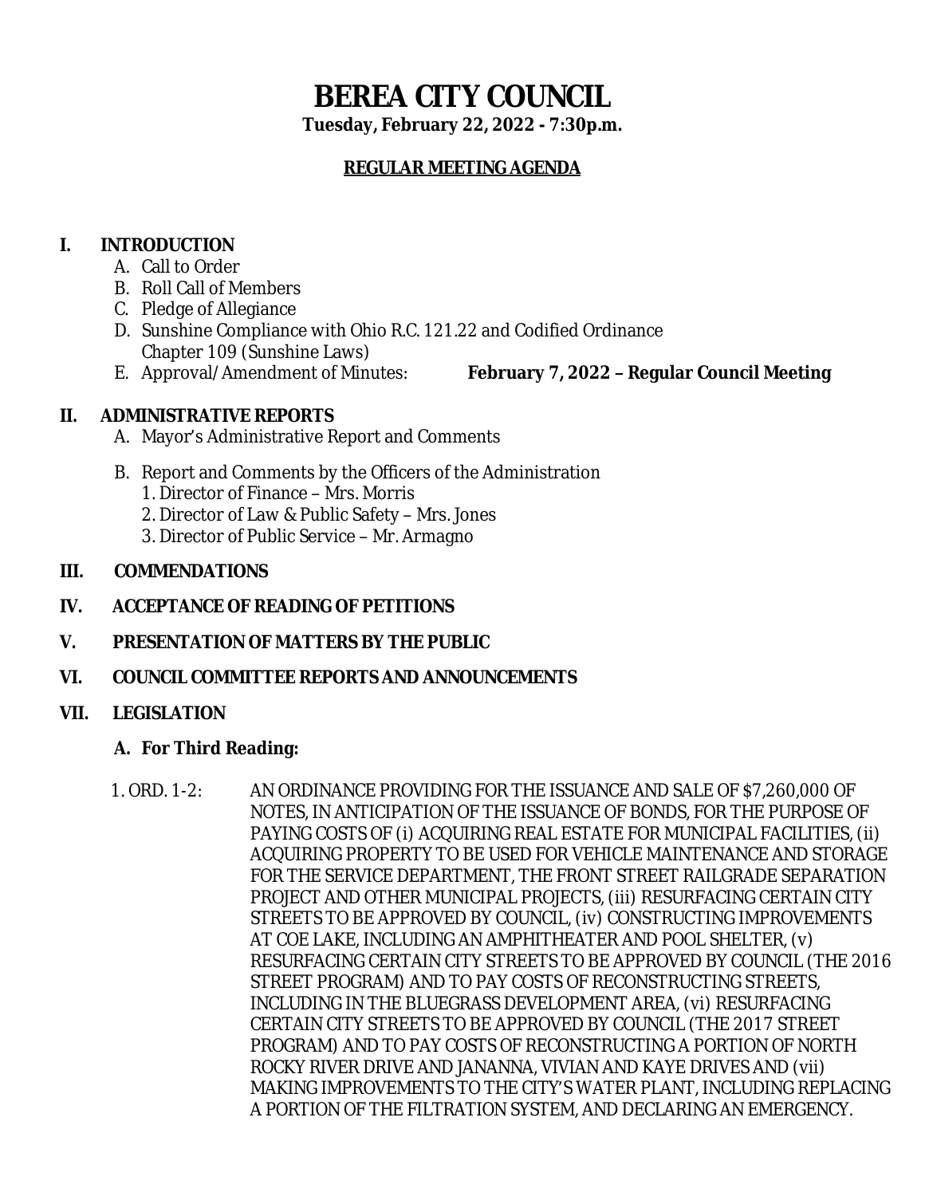# BEREA CITY COUNCIL

**Tuesday, February 22, 2022 - 7:30p.m.**

**REGULAR MEETING AGENDA**

## I. INTRODUCTION

A. Call to Order
B. Roll Call of Members
C. Pledge of Allegiance
D. Sunshine Compliance with Ohio R.C. 121.22 and Codified Ordinance Chapter 109 (Sunshine Laws)
E. Approval/Amendment of Minutes: **February 7, 2022 – Regular Council Meeting**

## II. ADMINISTRATIVE REPORTS

A. Mayor's Administrative Report and Comments

B. Report and Comments by the Officers of the Administration
1. Director of Finance – Mrs. Morris
2. Director of Law & Public Safety – Mrs. Jones
3. Director of Public Service – Mr. Armagno

## III. COMMENDATIONS

## IV. ACCEPTANCE OF READING OF PETITIONS

## V. PRESENTATION OF MATTERS BY THE PUBLIC

## VI. COUNCIL COMMITTEE REPORTS AND ANNOUNCEMENTS

## VII. LEGISLATION

### A. For Third Reading:

1. ORD. 1-2: AN ORDINANCE PROVIDING FOR THE ISSUANCE AND SALE OF $7,260,000 OF NOTES, IN ANTICIPATION OF THE ISSUANCE OF BONDS, FOR THE PURPOSE OF PAYING COSTS OF (i) ACQUIRING REAL ESTATE FOR MUNICIPAL FACILITIES, (ii) ACQUIRING PROPERTY TO BE USED FOR VEHICLE MAINTENANCE AND STORAGE FOR THE SERVICE DEPARTMENT, THE FRONT STREET RAILGRADE SEPARATION PROJECT AND OTHER MUNICIPAL PROJECTS, (iii) RESURFACING CERTAIN CITY STREETS TO BE APPROVED BY COUNCIL, (iv) CONSTRUCTING IMPROVEMENTS AT COE LAKE, INCLUDING AN AMPHITHEATER AND POOL SHELTER, (v) RESURFACING CERTAIN CITY STREETS TO BE APPROVED BY COUNCIL (THE 2016 STREET PROGRAM) AND TO PAY COSTS OF RECONSTRUCTING STREETS, INCLUDING IN THE BLUEGRASS DEVELOPMENT AREA, (vi) RESURFACING CERTAIN CITY STREETS TO BE APPROVED BY COUNCIL (THE 2017 STREET PROGRAM) AND TO PAY COSTS OF RECONSTRUCTING A PORTION OF NORTH ROCKY RIVER DRIVE AND JANANNA, VIVIAN AND KAYE DRIVES AND (vii) MAKING IMPROVEMENTS TO THE CITY'S WATER PLANT, INCLUDING REPLACING A PORTION OF THE FILTRATION SYSTEM, AND DECLARING AN EMERGENCY.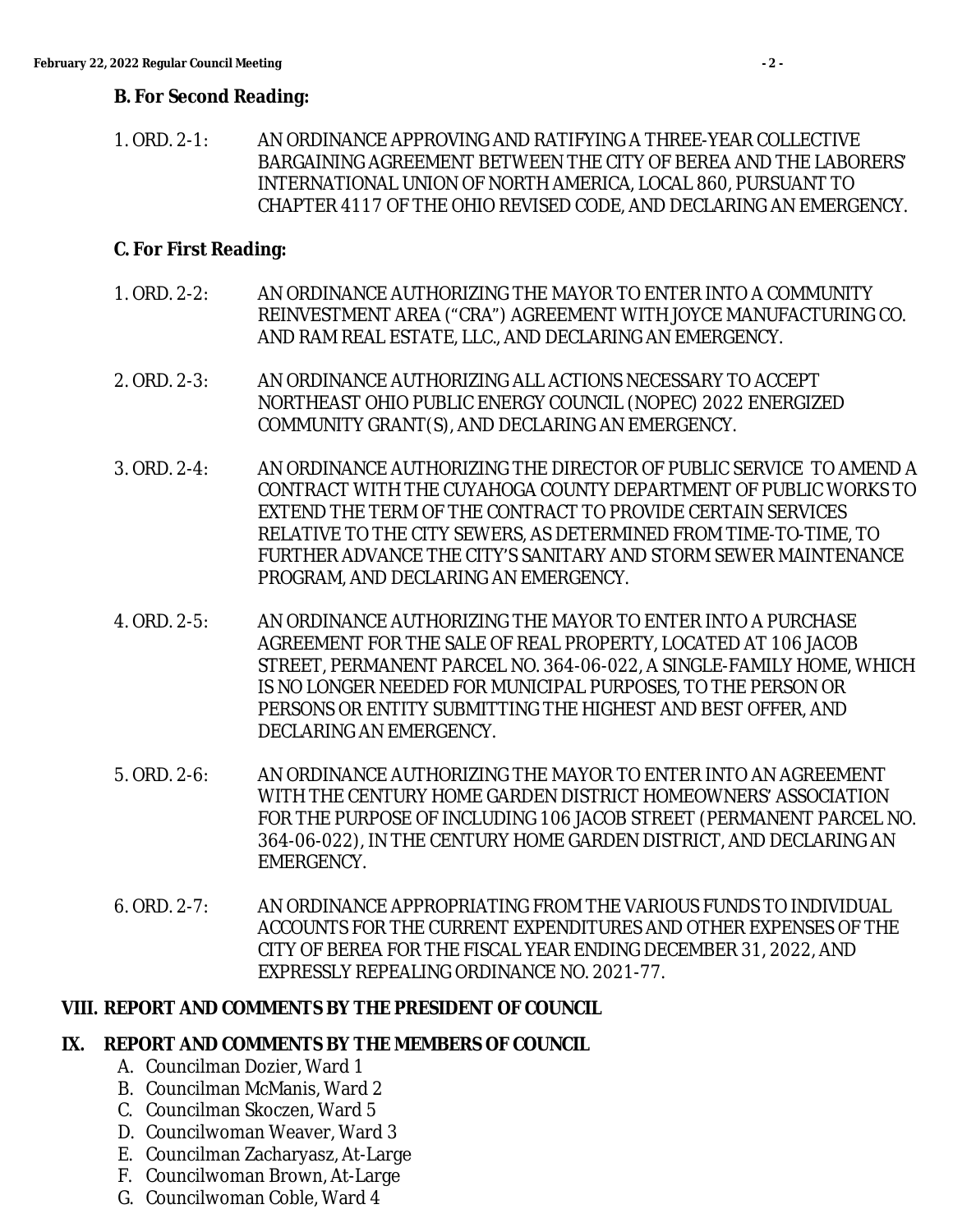**B. For Second Reading:**

1. ORD. 2-1: AN ORDINANCE APPROVING AND RATIFYING A THREE-YEAR COLLECTIVE BARGAINING AGREEMENT BETWEEN THE CITY OF BEREA AND THE LABORERS' INTERNATIONAL UNION OF NORTH AMERICA, LOCAL 860, PURSUANT TO CHAPTER 4117 OF THE OHIO REVISED CODE, AND DECLARING AN EMERGENCY.

**C. For First Reading:**

1. ORD. 2-2: AN ORDINANCE AUTHORIZING THE MAYOR TO ENTER INTO A COMMUNITY REINVESTMENT AREA ("CRA") AGREEMENT WITH JOYCE MANUFACTURING CO. AND RAM REAL ESTATE, LLC., AND DECLARING AN EMERGENCY.

2. ORD. 2-3: AN ORDINANCE AUTHORIZING ALL ACTIONS NECESSARY TO ACCEPT NORTHEAST OHIO PUBLIC ENERGY COUNCIL (NOPEC) 2022 ENERGIZED COMMUNITY GRANT(S), AND DECLARING AN EMERGENCY.

3. ORD. 2-4: AN ORDINANCE AUTHORIZING THE DIRECTOR OF PUBLIC SERVICE TO AMEND A CONTRACT WITH THE CUYAHOGA COUNTY DEPARTMENT OF PUBLIC WORKS TO EXTEND THE TERM OF THE CONTRACT TO PROVIDE CERTAIN SERVICES RELATIVE TO THE CITY SEWERS, AS DETERMINED FROM TIME-TO-TIME, TO FURTHER ADVANCE THE CITY'S SANITARY AND STORM SEWER MAINTENANCE PROGRAM, AND DECLARING AN EMERGENCY.

4. ORD. 2-5: AN ORDINANCE AUTHORIZING THE MAYOR TO ENTER INTO A PURCHASE AGREEMENT FOR THE SALE OF REAL PROPERTY, LOCATED AT 106 JACOB STREET, PERMANENT PARCEL NO. 364-06-022, A SINGLE-FAMILY HOME, WHICH IS NO LONGER NEEDED FOR MUNICIPAL PURPOSES, TO THE PERSON OR PERSONS OR ENTITY SUBMITTING THE HIGHEST AND BEST OFFER, AND DECLARING AN EMERGENCY.

5. ORD. 2-6: AN ORDINANCE AUTHORIZING THE MAYOR TO ENTER INTO AN AGREEMENT WITH THE CENTURY HOME GARDEN DISTRICT HOMEOWNERS' ASSOCIATION FOR THE PURPOSE OF INCLUDING 106 JACOB STREET (PERMANENT PARCEL NO. 364-06-022), IN THE CENTURY HOME GARDEN DISTRICT, AND DECLARING AN EMERGENCY.

6. ORD. 2-7: AN ORDINANCE APPROPRIATING FROM THE VARIOUS FUNDS TO INDIVIDUAL ACCOUNTS FOR THE CURRENT EXPENDITURES AND OTHER EXPENSES OF THE CITY OF BEREA FOR THE FISCAL YEAR ENDING DECEMBER 31, 2022, AND EXPRESSLY REPEALING ORDINANCE NO. 2021-77.

**VIII. REPORT AND COMMENTS BY THE PRESIDENT OF COUNCIL**

**IX. REPORT AND COMMENTS BY THE MEMBERS OF COUNCIL**

A. Councilman Dozier, Ward 1
B. Councilman McManis, Ward 2
C. Councilman Skoczen, Ward 5
D. Councilwoman Weaver, Ward 3
E. Councilman Zacharyasz, At-Large
F. Councilwoman Brown, At-Large
G. Councilwoman Coble, Ward 4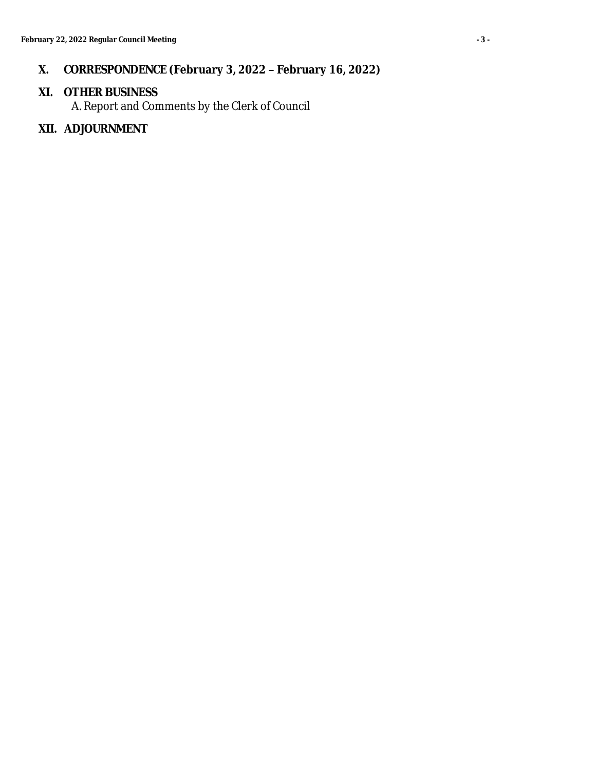## X. CORRESPONDENCE (February 3, 2022 – February 16, 2022)

## XI. OTHER BUSINESS

A. Report and Comments by the Clerk of Council

## XII. ADJOURNMENT